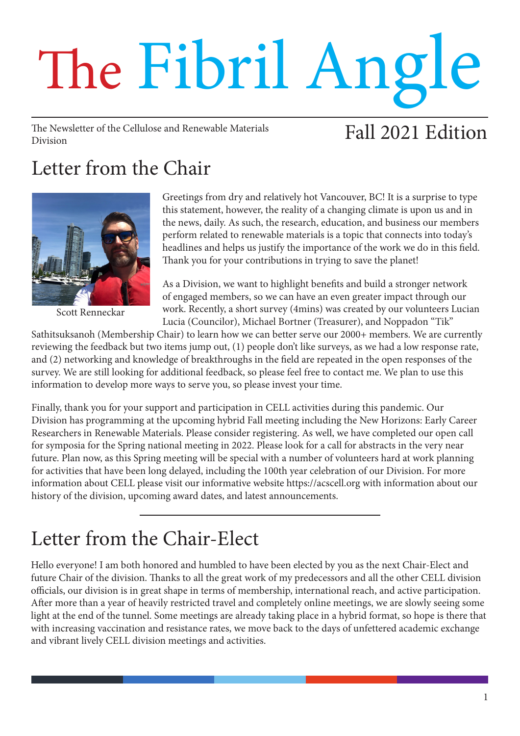# The Fibril Angle

The Newsletter of the Cellulose and Renewable Materials Division

Fall 2021 Edition

## Letter from the Chair

Scott Renneckar

Greetings from dry and relatively hot Vancouver, BC! It is a surprise to type this statement, however, the reality of a changing climate is upon us and in the news, daily. As such, the research, education, and business our members perform related to renewable materials is a topic that connects into today's headlines and helps us justify the importance of the work we do in this field. Thank you for your contributions in trying to save the planet!

As a Division, we want to highlight benefits and build a stronger network of engaged members, so we can have an even greater impact through our work. Recently, a short survey (4mins) was created by our volunteers Lucian Lucia (Councilor), Michael Bortner (Treasurer), and Noppadon "Tik" Sathitsuksanoh (Membership Chair) to learn how we can better serve our 2000+ members. We are currently reviewing the feedback but two items jump out, (1) people don't like surveys, as we had a low response rate, and (2) networking and knowledge of breakthroughs in the field are repeated in the open responses of the survey. We are still looking for additional feedback, so please feel free to contact me. We plan to use this information to develop more ways to serve you, so please invest your time.

Finally, thank you for your support and participation in CELL activities during this pandemic. Our Division has programming at the upcoming hybrid Fall meeting including the New Horizons: Early Career Researchers in Renewable Materials. Please consider registering. As well, we have completed our open call for symposia for the Spring national meeting in 2022. Please look for a call for abstracts in the very near future. Plan now, as this Spring meeting will be special with a number of volunteers hard at work planning for activities that have been long delayed, including the 100th year celebration of our Division. For more information about CELL please visit our informative website https://acscell.org with information about our history of the division, upcoming award dates, and latest announcements.

## Letter from the Chair-Elect

Hello everyone! I am both honored and humbled to have been elected by you as the next Chair-Elect and future Chair of the division. Thanks to all the great work of my predecessors and all the other CELL division officials, our division is in great shape in terms of membership, international reach, and active participation. After more than a year of heavily restricted travel and completely online meetings, we are slowly seeing some light at the end of the tunnel. Some meetings are already taking place in a hybrid format, so hope is there that with increasing vaccination and resistance rates, we move back to the days of unfettered academic exchange and vibrant lively CELL division meetings and activities.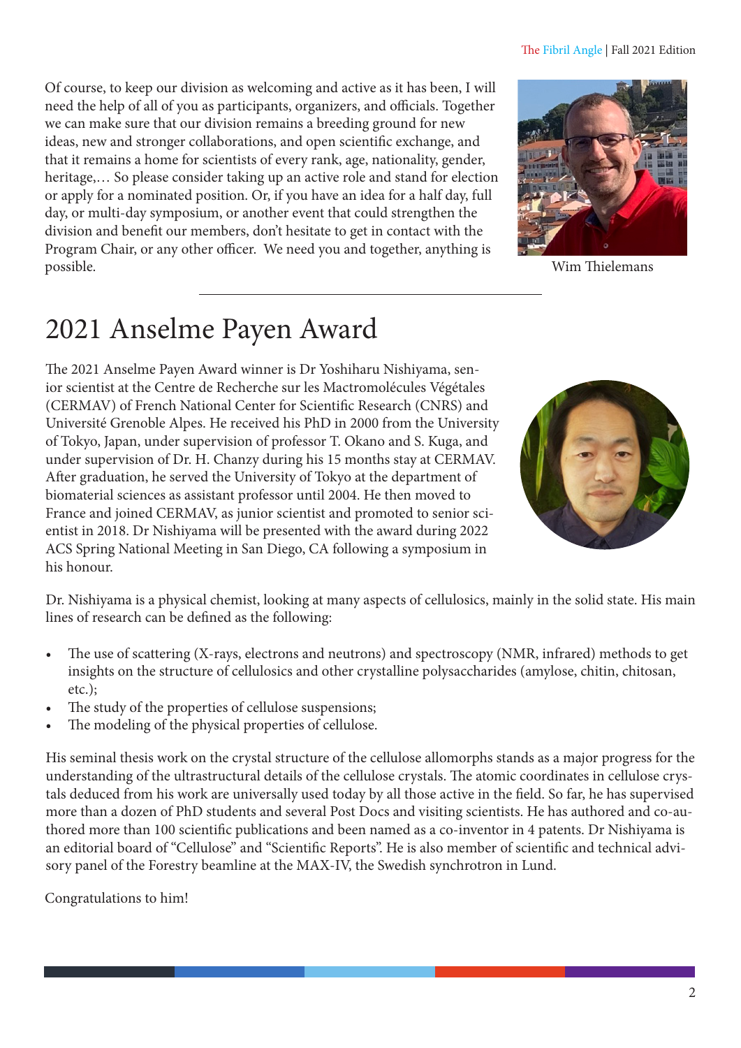Of course, to keep our division as welcoming and active as it has been, I will need the help of all of you as participants, organizers, and officials. Together we can make sure that our division remains a breeding ground for new ideas, new and stronger collaborations, and open scientific exchange, and that it remains a home for scientists of every rank, age, nationality, gender, heritage,… So please consider taking up an active role and stand for election or apply for a nominated position. Or, if you have an idea for a half day, full day, or multi-day symposium, or another event that could strengthen the division and benefit our members, don't hesitate to get in contact with the Program Chair, or any other officer. We need you and together, anything is possible.

Wim Thielemans

# 2021 Anselme Payen Award

The 2021 Anselme Payen Award winner is Dr Yoshiharu Nishiyama, senior scientist at the Centre de Recherche sur les Mactromolécules Végétales (CERMAV) of French National Center for Scientific Research (CNRS) and Université Grenoble Alpes. He received his PhD in 2000 from the University of Tokyo, Japan, under supervision of professor T. Okano and S. Kuga, and under supervision of Dr. H. Chanzy during his 15 months stay at CERMAV. After graduation, he served the University of Tokyo at the department of biomaterial sciences as assistant professor until 2004. He then moved to France and joined CERMAV, as junior scientist and promoted to senior scientist in 2018. Dr Nishiyama will be presented with the award during 2022 ACS Spring National Meeting in San Diego, CA following a symposium in his honour.

Dr. Nishiyama is a physical chemist, looking at many aspects of cellulosics, mainly in the solid state. His main lines of research can be defined as the following:

- The use of scattering (X-rays, electrons and neutrons) and spectroscopy (NMR, infrared) methods to get insights on the structure of cellulosics and other crystalline polysaccharides (amylose, chitin, chitosan, etc.);
- The study of the properties of cellulose suspensions;
- The modeling of the physical properties of cellulose.

His seminal thesis work on the crystal structure of the cellulose allomorphs stands as a major progress for the understanding of the ultrastructural details of the cellulose crystals. The atomic coordinates in cellulose crystals deduced from his work are universally used today by all those active in the field. So far, he has supervised more than a dozen of PhD students and several Post Docs and visiting scientists. He has authored and co-authored more than 100 scientific publications and been named as a co-inventor in 4 patents. Dr Nishiyama is an editorial board of "Cellulose" and "Scientific Reports". He is also member of scientific and technical advisory panel of the Forestry beamline at the MAX-IV, the Swedish synchrotron in Lund.

Congratulations to him!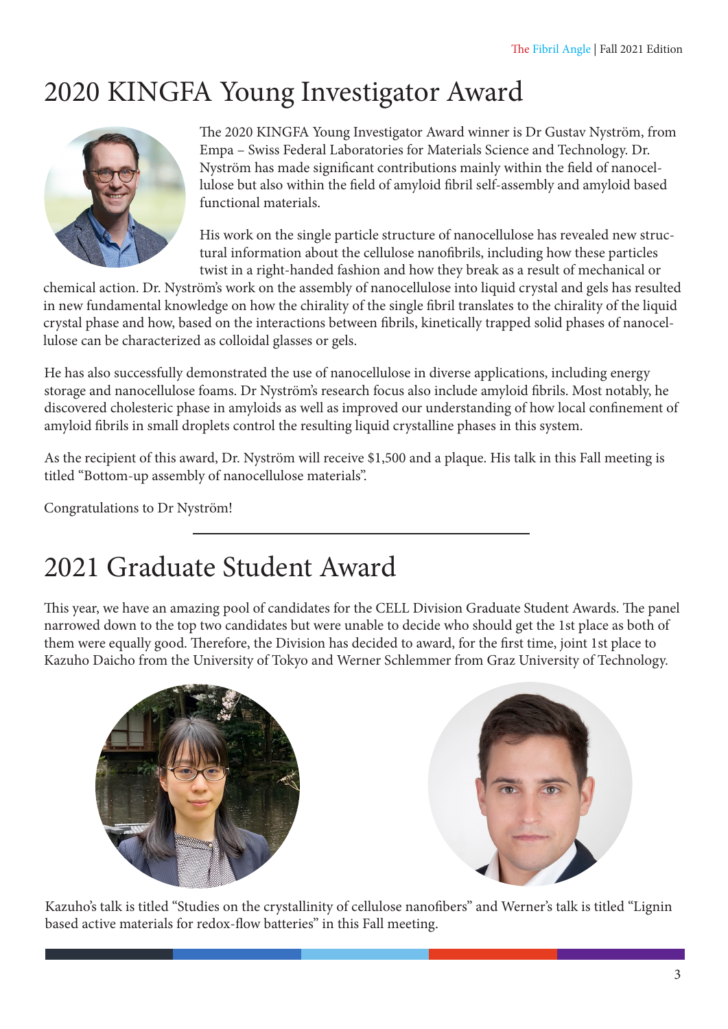# 2020 KINGFA Young Investigator Award

The 2020 KINGFA Young Investigator Award winner is Dr Gustav Nyström, from Empa – Swiss Federal Laboratories for Materials Science and Technology. Dr. Nyström has made significant contributions mainly within the field of nanocellulose but also within the field of amyloid fibril self-assembly and amyloid based functional materials.

His work on the single particle structure of nanocellulose has revealed new structural information about the cellulose nanofibrils, including how these particles twist in a right-handed fashion and how they break as a result of mechanical or chemical action. Dr. Nyström's work on the assembly of nanocellulose into liquid crystal and gels has resulted in new fundamental knowledge on how the chirality of the single fibril translates to the chirality of the liquid crystal phase and how, based on the interactions between fibrils, kinetically trapped solid phases of nanocellulose can be characterized as colloidal glasses or gels.

He has also successfully demonstrated the use of nanocellulose in diverse applications, including energy storage and nanocellulose foams. Dr Nyström's research focus also include amyloid fibrils. Most notably, he discovered cholesteric phase in amyloids as well as improved our understanding of how local confinement of amyloid fibrils in small droplets control the resulting liquid crystalline phases in this system.

As the recipient of this award, Dr. Nyström will receive $1,500 and a plaque. His talk in this Fall meeting is titled "Bottom-up assembly of nanocellulose materials".

Congratulations to Dr Nyström!

---

# 2021 Graduate Student Award

This year, we have an amazing pool of candidates for the CELL Division Graduate Student Awards. The panel narrowed down to the top two candidates but were unable to decide who should get the 1st place as both of them were equally good. Therefore, the Division has decided to award, for the first time, joint 1st place to Kazuho Daicho from the University of Tokyo and Werner Schlemmer from Graz University of Technology.

Kazuho's talk is titled "Studies on the crystallinity of cellulose nanofibers" and Werner's talk is titled "Lignin based active materials for redox-flow batteries" in this Fall meeting.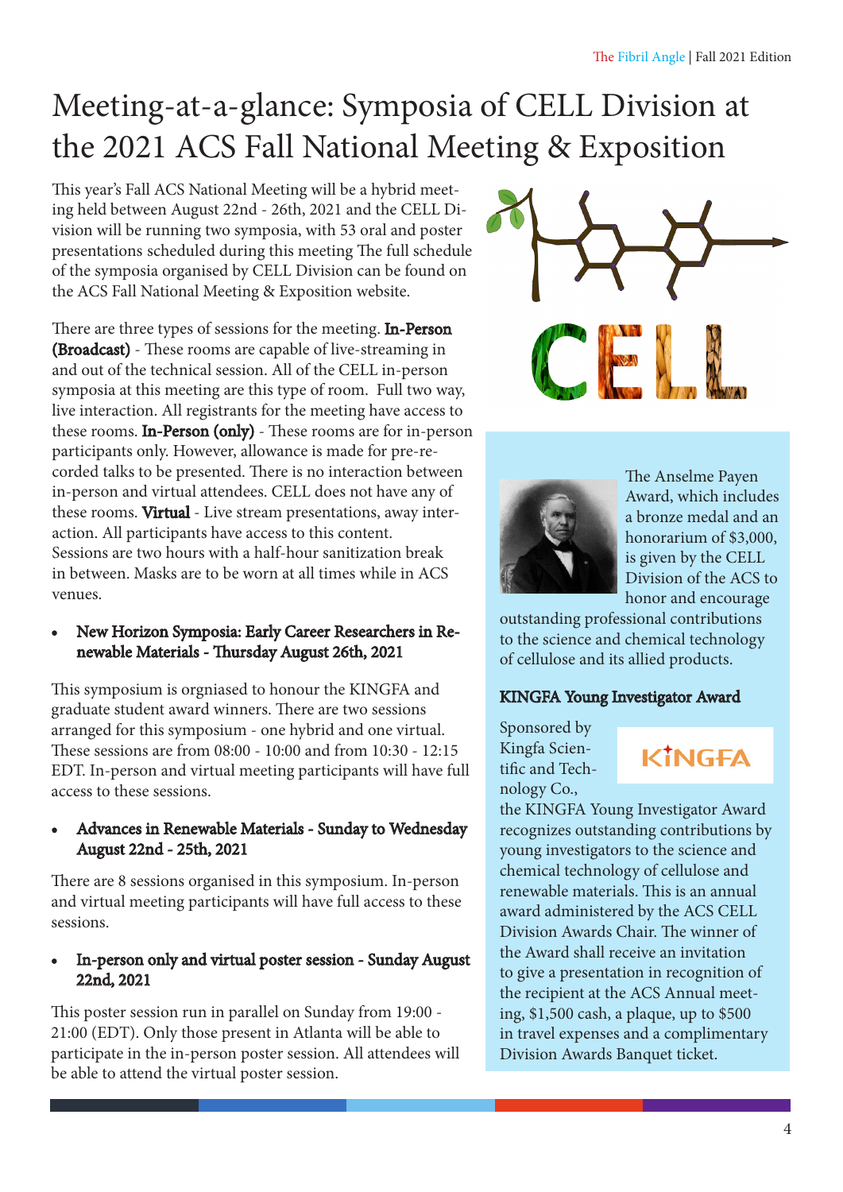# Meeting-at-a-glance: Symposia of CELL Division at the 2021 ACS Fall National Meeting & Exposition

This year's Fall ACS National Meeting will be a hybrid meeting held between August 22nd - 26th, 2021 and the CELL Division will be running two symposia, with 53 oral and poster presentations scheduled during this meeting The full schedule of the symposia organised by CELL Division can be found on the ACS Fall National Meeting & Exposition website.

There are three types of sessions for the meeting. **In-Person (Broadcast)** - These rooms are capable of live-streaming in and out of the technical session. All of the CELL in-person symposia at this meeting are this type of room. Full two way, live interaction. All registrants for the meeting have access to these rooms. **In-Person (only)** - These rooms are for in-person participants only. However, allowance is made for pre-recorded talks to be presented. There is no interaction between in-person and virtual attendees. CELL does not have any of these rooms. **Virtual** - Live stream presentations, away interaction. All participants have access to this content. Sessions are two hours with a half-hour sanitization break in between. Masks are to be worn at all times while in ACS venues.

- **New Horizon Symposia: Early Career Researchers in Renewable Materials - Thursday August 26th, 2021**

This symposium is orgniased to honour the KINGFA and graduate student award winners. There are two sessions arranged for this symposium - one hybrid and one virtual. These sessions are from 08:00 - 10:00 and from 10:30 - 12:15 EDT. In-person and virtual meeting participants will have full access to these sessions.

- **Advances in Renewable Materials - Sunday to Wednesday August 22nd - 25th, 2021**

There are 8 sessions organised in this symposium. In-person and virtual meeting participants will have full access to these sessions.

- **In-person only and virtual poster session - Sunday August 22nd, 2021**

This poster session run in parallel on Sunday from 19:00 - 21:00 (EDT). Only those present in Atlanta will be able to participate in the in-person poster session. All attendees will be able to attend the virtual poster session.

CELL

The Anselme Payen Award, which includes a bronze medal and an honorarium of $3,000, is given by the CELL Division of the ACS to honor and encourage outstanding professional contributions to the science and chemical technology of cellulose and its allied products.

**KINGFA Young Investigator Award**

Sponsored by Kingfa Scientific and Technology Co., the KINGFA Young Investigator Award recognizes outstanding contributions by young investigators to the science and chemical technology of cellulose and renewable materials. This is an annual award administered by the ACS CELL Division Awards Chair. The winner of the Award shall receive an invitation to give a presentation in recognition of the recipient at the ACS Annual meeting, $1,500 cash, a plaque, up to $500 in travel expenses and a complimentary Division Awards Banquet ticket.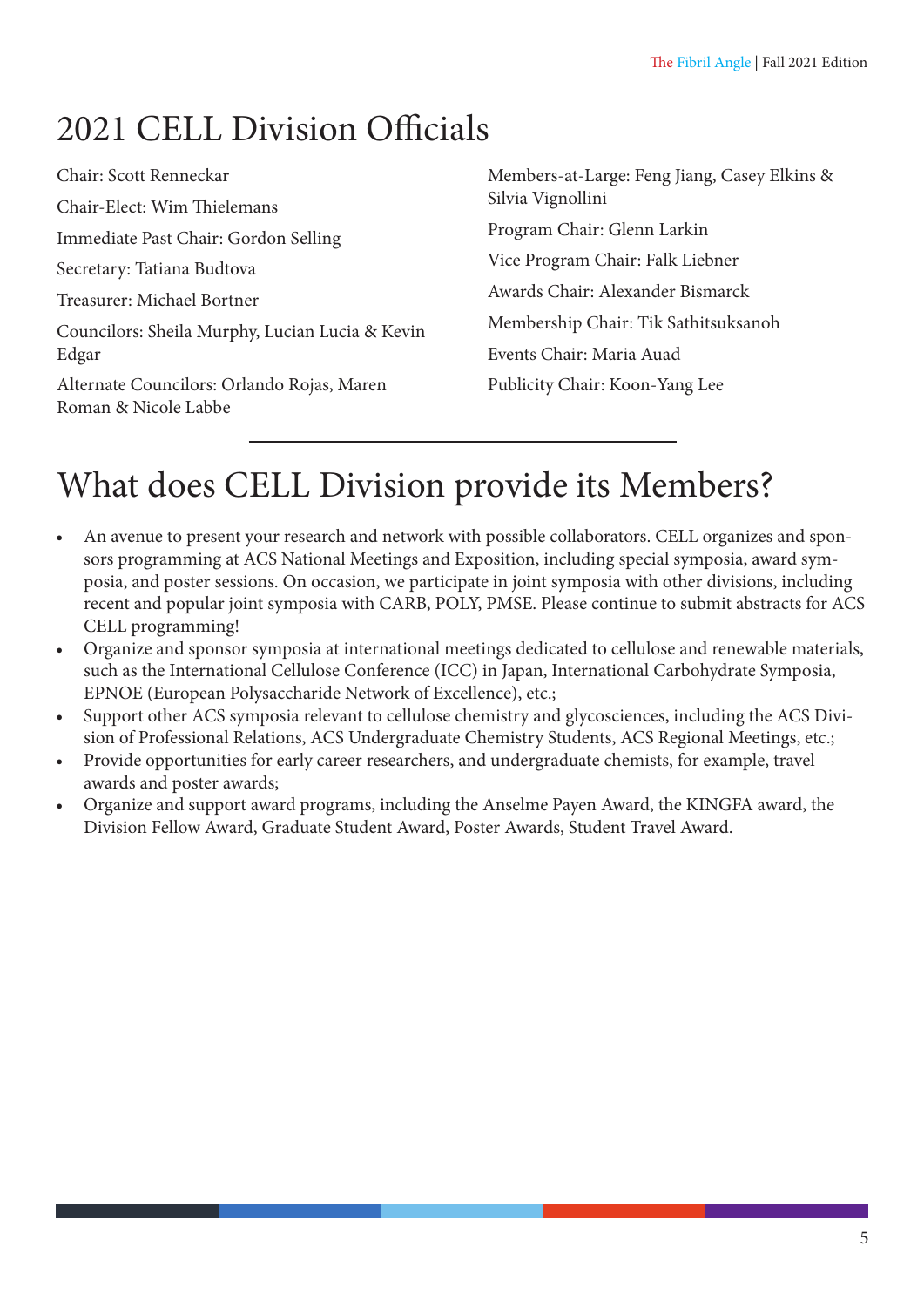# 2021 CELL Division Officials

Chair: Scott Renneckar

Chair-Elect: Wim Thielemans

Immediate Past Chair: Gordon Selling

Secretary: Tatiana Budtova

Treasurer: Michael Bortner

Councilors: Sheila Murphy, Lucian Lucia & Kevin Edgar

Alternate Councilors: Orlando Rojas, Maren Roman & Nicole Labbe

Members-at-Large: Feng Jiang, Casey Elkins & Silvia Vignollini

Program Chair: Glenn Larkin

Vice Program Chair: Falk Liebner

Awards Chair: Alexander Bismarck

Membership Chair: Tik Sathitsuksanoh

Events Chair: Maria Auad

Publicity Chair: Koon-Yang Lee

# What does CELL Division provide its Members?

- An avenue to present your research and network with possible collaborators. CELL organizes and sponsors programming at ACS National Meetings and Exposition, including special symposia, award symposia, and poster sessions. On occasion, we participate in joint symposia with other divisions, including recent and popular joint symposia with CARB, POLY, PMSE. Please continue to submit abstracts for ACS CELL programming!
- Organize and sponsor symposia at international meetings dedicated to cellulose and renewable materials, such as the International Cellulose Conference (ICC) in Japan, International Carbohydrate Symposia, EPNOE (European Polysaccharide Network of Excellence), etc.;
- Support other ACS symposia relevant to cellulose chemistry and glycosciences, including the ACS Division of Professional Relations, ACS Undergraduate Chemistry Students, ACS Regional Meetings, etc.;
- Provide opportunities for early career researchers, and undergraduate chemists, for example, travel awards and poster awards;
- Organize and support award programs, including the Anselme Payen Award, the KINGFA award, the Division Fellow Award, Graduate Student Award, Poster Awards, Student Travel Award.